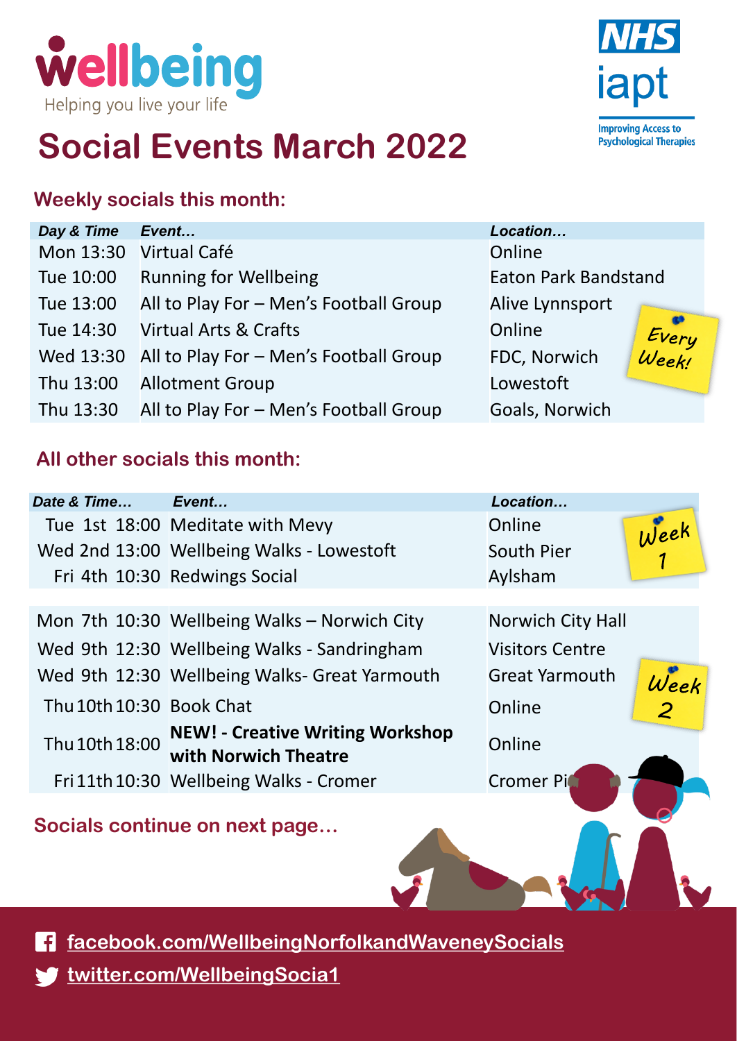wellbeing

Helping you live your life

NHS iapt Improving Access to Psychological Therapies

# Social Events March 2022

## Weekly socials this month:

| *Day & Time* | *Event...* | *Location...* |
|---|---|---|
| Mon 13:30 | Virtual Café | Online |
| Tue 10:00 | Running for Wellbeing | Eaton Park Bandstand |
| Tue 13:00 | All to Play For – Men's Football Group | Alive Lynnsport |
| Tue 14:30 | Virtual Arts & Crafts | Online |
| Wed 13:30 | All to Play For – Men's Football Group | FDC, Norwich |
| Thu 13:00 | Allotment Group | Lowestoft |
| Thu 13:30 | All to Play For – Men's Football Group | Goals, Norwich |

Every Week!

## All other socials this month:

| *Date & Time...* | *Event...* | *Location...* |
|---|---|---|
| Tue 1st 18:00 | Meditate with Mevy | Online |
| Wed 2nd 13:00 | Wellbeing Walks - Lowestoft | South Pier |
| Fri 4th 10:30 | Redwings Social | Aylsham |
| Mon 7th 10:30 | Wellbeing Walks – Norwich City | Norwich City Hall |
| Wed 9th 12:30 | Wellbeing Walks - Sandringham | Visitors Centre |
| Wed 9th 12:30 | Wellbeing Walks- Great Yarmouth | Great Yarmouth |
| Thu 10th 10:30 | Book Chat | Online |
| Thu 10th 18:00 | **NEW! - Creative Writing Workshop with Norwich Theatre** | Online |
| Fri 11th 10:30 | Wellbeing Walks - Cromer | Cromer Pier |

Week 1

Week 2

**Socials continue on next page…**

facebook.com/WellbeingNorfolkandWaveneySocials

twitter.com/WellbeingSocia1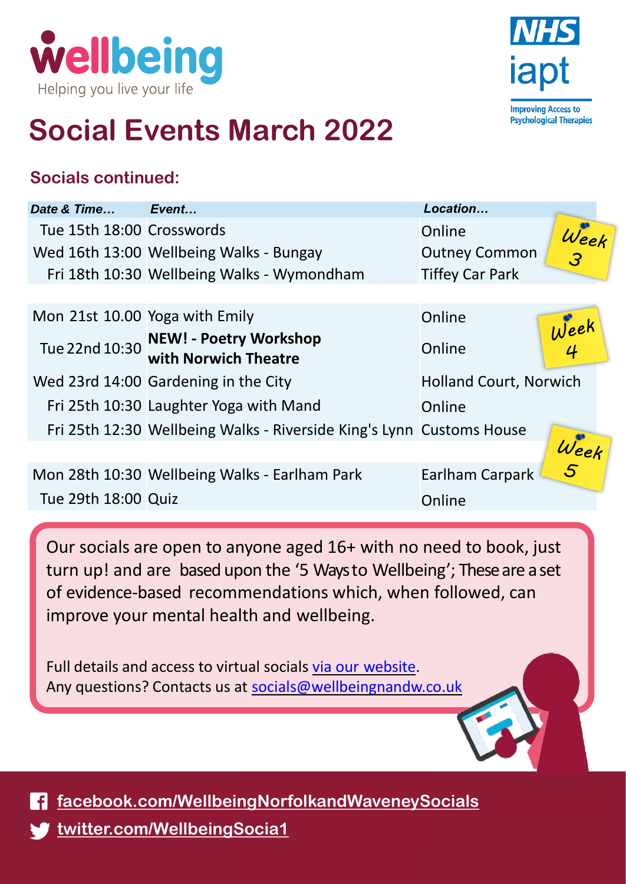wellbeing
Helping you live your life

NHS iapt
Improving Access to Psychological Therapies

# Social Events March 2022

## Socials continued:

| *Date & Time…* | *Event…* | *Location…* | |
|---|---|---|---|
| Tue 15th 18:00 | Crosswords | Online | Week 3 |
| Wed 16th 13:00 | Wellbeing Walks - Bungay | Outney Common | |
| Fri 18th 10:30 | Wellbeing Walks - Wymondham | Tiffey Car Park | |
| Mon 21st 10.00 | Yoga with Emily | Online | Week 4 |
| Tue 22nd 10:30 | **NEW! - Poetry Workshop with Norwich Theatre** | Online | |
| Wed 23rd 14:00 | Gardening in the City | Holland Court, Norwich | |
| Fri 25th 10:30 | Laughter Yoga with Mand | Online | |
| Fri 25th 12:30 | Wellbeing Walks - Riverside King's Lynn | Customs House | |
| Mon 28th 10:30 | Wellbeing Walks - Earlham Park | Earlham Carpark | Week 5 |
| Tue 29th 18:00 | Quiz | Online | |

Our socials are open to anyone aged 16+ with no need to book, just turn up! and are based upon the '5 Ways to Wellbeing'; These are a set of evidence-based recommendations which, when followed, can improve your mental health and wellbeing.

Full details and access to virtual socials via our website.
Any questions? Contacts us at socials@wellbeingnandw.co.uk

facebook.com/WellbeingNorfolkandWaveneySocials

twitter.com/WellbeingSocia1